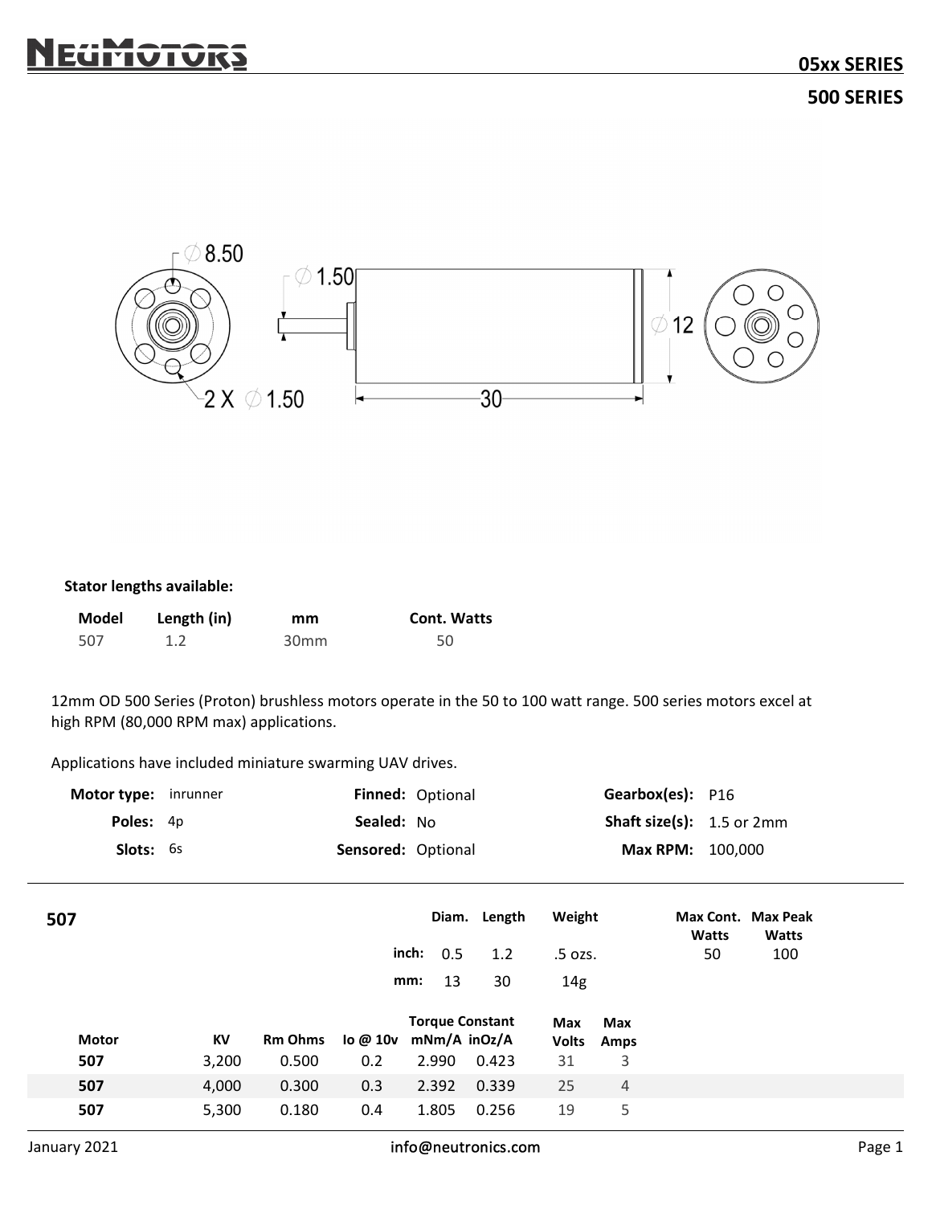# NEUMOTORS

## 05xx SERIES

## 500 SERIES

**Stator lengths available:**

| Model | Length (in) | mm | Cont. Watts |
|---|---|---|---|
| 507 | 1.2 | 30mm | 50 |

12mm OD 500 Series (Proton) brushless motors operate in the 50 to 100 watt range. 500 series motors excel at high RPM (80,000 RPM max) applications.

Applications have included miniature swarming UAV drives.

| | | | | | |
|---|---|---|---|---|---|
| **Motor type:** | inrunner | **Finned:** | Optional | **Gearbox(es):** | P16 |
| **Poles:** | 4p | **Sealed:** | No | **Shaft size(s):** | 1.5 or 2mm |
| **Slots:** | 6s | **Sensored:** | Optional | **Max RPM:** | 100,000 |

### 507

| | Diam. | Length | Weight | Max Cont. Watts | Max Peak Watts |
|---|---|---|---|---|---|
| inch: | 0.5 | 1.2 | .5 ozs. | 50 | 100 |
| mm: | 13 | 30 | 14g | | |

| Motor | KV | Rm Ohms | Io @ 10v | Torque Constant mNm/A | inOz/A | Max Volts | Max Amps |
|---|---|---|---|---|---|---|---|
| 507 | 3,200 | 0.500 | 0.2 | 2.990 | 0.423 | 31 | 3 |
| 507 | 4,000 | 0.300 | 0.3 | 2.392 | 0.339 | 25 | 4 |
| 507 | 5,300 | 0.180 | 0.4 | 1.805 | 0.256 | 19 | 5 |

January 2021 info@neutronics.com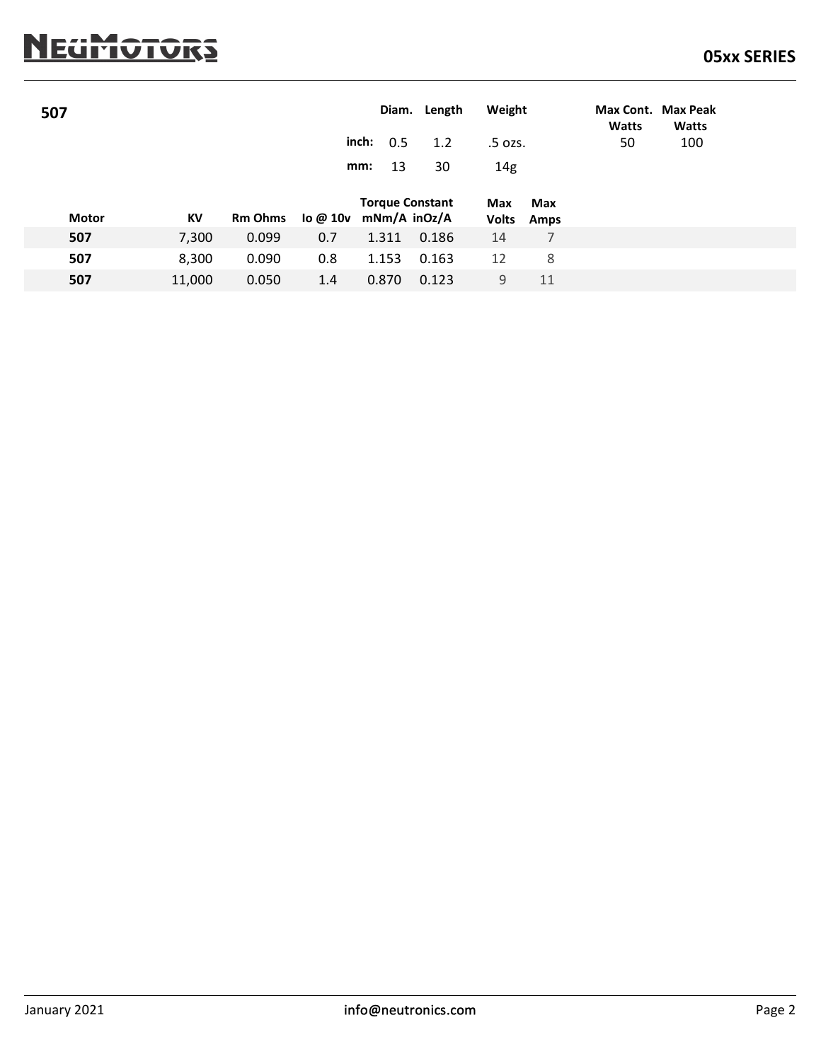## 507

| | Diam. | Length | Weight | Max Cont. Watts | Max Peak Watts |
|---|---|---|---|---|---|
| inch: | 0.5 | 1.2 | .5 ozs. | 50 | 100 |
| mm: | 13 | 30 | 14g | | |

| Motor | KV | Rm Ohms | Io @ 10v | Torque Constant mNm/A | inOz/A | Max Volts | Max Amps |
|---|---|---|---|---|---|---|---|
| **507** | 7,300 | 0.099 | 0.7 | 1.311 | 0.186 | 14 | 7 |
| **507** | 8,300 | 0.090 | 0.8 | 1.153 | 0.163 | 12 | 8 |
| **507** | 11,000 | 0.050 | 1.4 | 0.870 | 0.123 | 9 | 11 |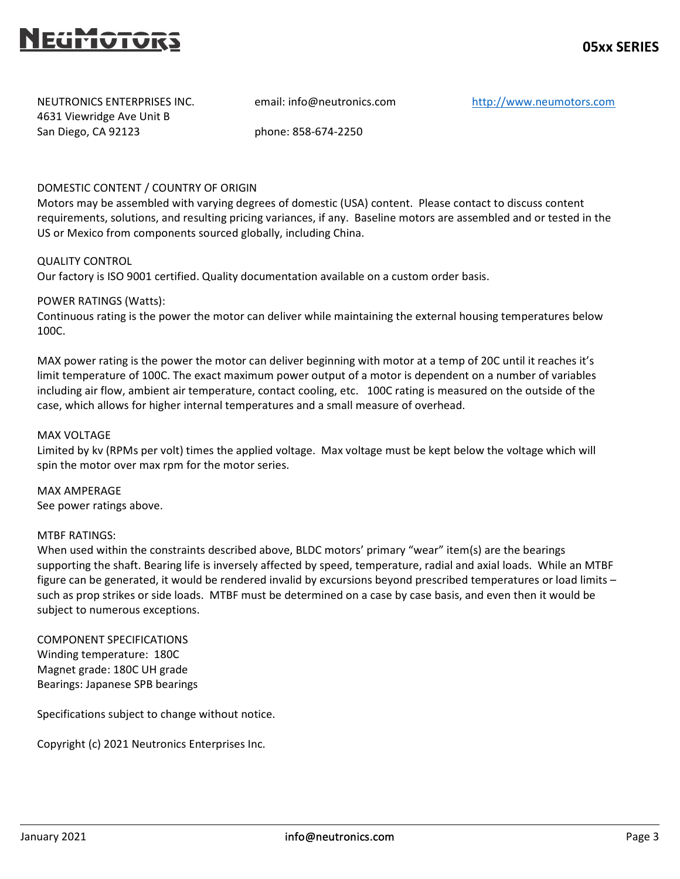NEUTRONICS ENTERPRISES INC.
4631 Viewridge Ave Unit B
San Diego, CA 92123

email: info@neutronics.com

phone: 858-674-2250

http://www.neumotors.com

DOMESTIC CONTENT / COUNTRY OF ORIGIN

Motors may be assembled with varying degrees of domestic (USA) content. Please contact to discuss content requirements, solutions, and resulting pricing variances, if any. Baseline motors are assembled and or tested in the US or Mexico from components sourced globally, including China.

QUALITY CONTROL

Our factory is ISO 9001 certified. Quality documentation available on a custom order basis.

POWER RATINGS (Watts):

Continuous rating is the power the motor can deliver while maintaining the external housing temperatures below 100C.

MAX power rating is the power the motor can deliver beginning with motor at a temp of 20C until it reaches it's limit temperature of 100C. The exact maximum power output of a motor is dependent on a number of variables including air flow, ambient air temperature, contact cooling, etc. 100C rating is measured on the outside of the case, which allows for higher internal temperatures and a small measure of overhead.

MAX VOLTAGE

Limited by kv (RPMs per volt) times the applied voltage. Max voltage must be kept below the voltage which will spin the motor over max rpm for the motor series.

MAX AMPERAGE

See power ratings above.

MTBF RATINGS:

When used within the constraints described above, BLDC motors' primary "wear" item(s) are the bearings supporting the shaft. Bearing life is inversely affected by speed, temperature, radial and axial loads. While an MTBF figure can be generated, it would be rendered invalid by excursions beyond prescribed temperatures or load limits – such as prop strikes or side loads. MTBF must be determined on a case by case basis, and even then it would be subject to numerous exceptions.

COMPONENT SPECIFICATIONS

Winding temperature: 180C
Magnet grade: 180C UH grade
Bearings: Japanese SPB bearings

Specifications subject to change without notice.

Copyright (c) 2021 Neutronics Enterprises Inc.